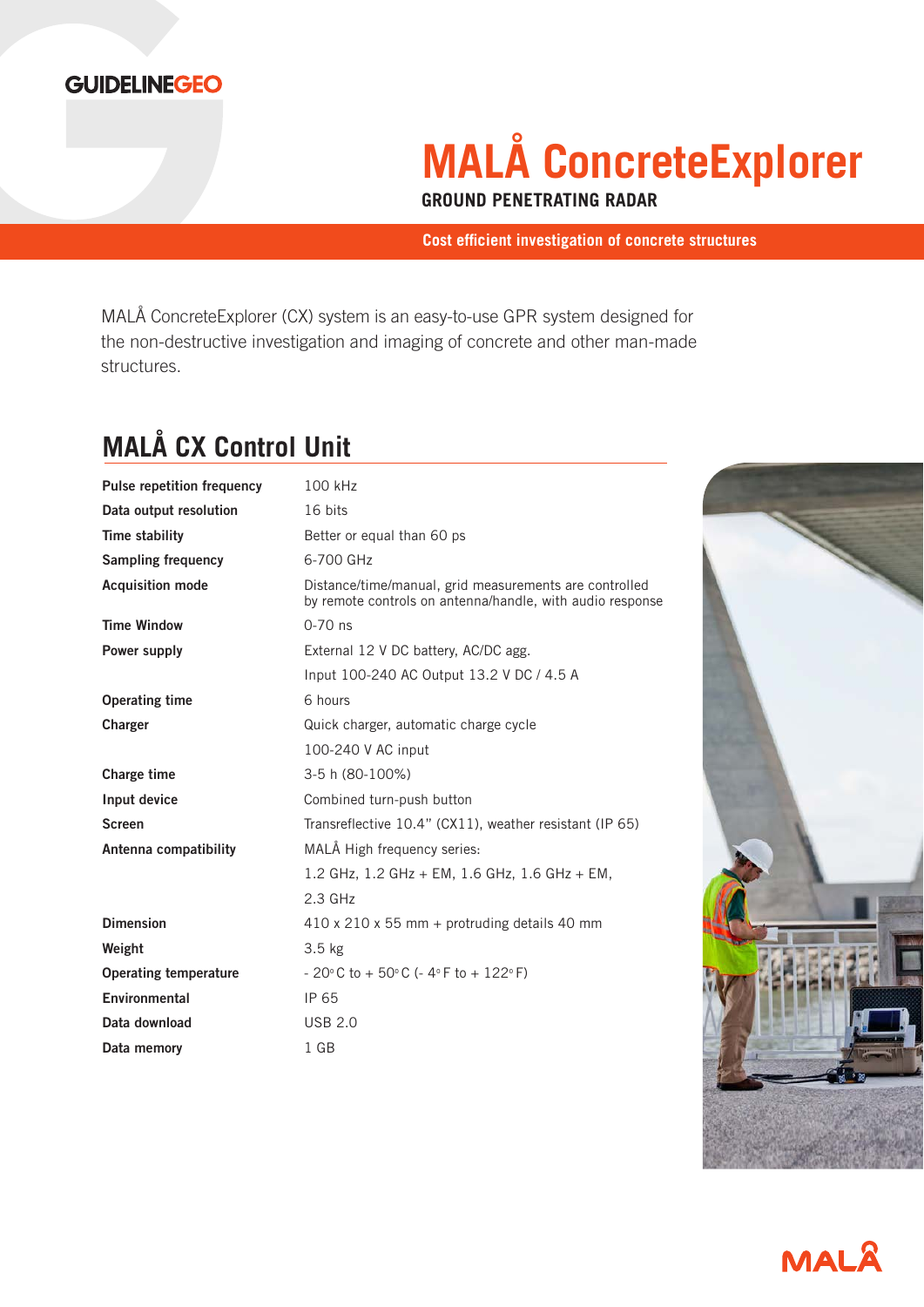GUIDELINEGEO

# MALÅ ConcreteExplorer

**GROUND PENETRATING RADAR**

**Cost efficient investigation of concrete structures**

MALÅ ConcreteExplorer (CX) system is an easy-to-use GPR system designed for the non-destructive investigation and imaging of concrete and other man-made structures.

## MALÅ CX Control Unit

| | |
|---|---|
| **Pulse repetition frequency** | 100 kHz |
| **Data output resolution** | 16 bits |
| **Time stability** | Better or equal than 60 ps |
| **Sampling frequency** | 6-700 GHz |
| **Acquisition mode** | Distance/time/manual, grid measurements are controlled by remote controls on antenna/handle, with audio response |
| **Time Window** | 0-70 ns |
| **Power supply** | External 12 V DC battery, AC/DC agg. |
| | Input 100-240 AC Output 13.2 V DC / 4.5 A |
| **Operating time** | 6 hours |
| **Charger** | Quick charger, automatic charge cycle |
| | 100-240 V AC input |
| **Charge time** | 3-5 h (80-100%) |
| **Input device** | Combined turn-push button |
| **Screen** | Transreflective 10.4" (CX11), weather resistant (IP 65) |
| **Antenna compatibility** | MALÅ High frequency series: |
| | 1.2 GHz, 1.2 GHz + EM, 1.6 GHz, 1.6 GHz + EM, |
| | 2.3 GHz |
| **Dimension** | 410 x 210 x 55 mm + protruding details 40 mm |
| **Weight** | 3.5 kg |
| **Operating temperature** | - 20° C to + 50° C (- 4° F to + 122° F) |
| **Environmental** | IP 65 |
| **Data download** | USB 2.0 |
| **Data memory** | 1 GB |

MALÅ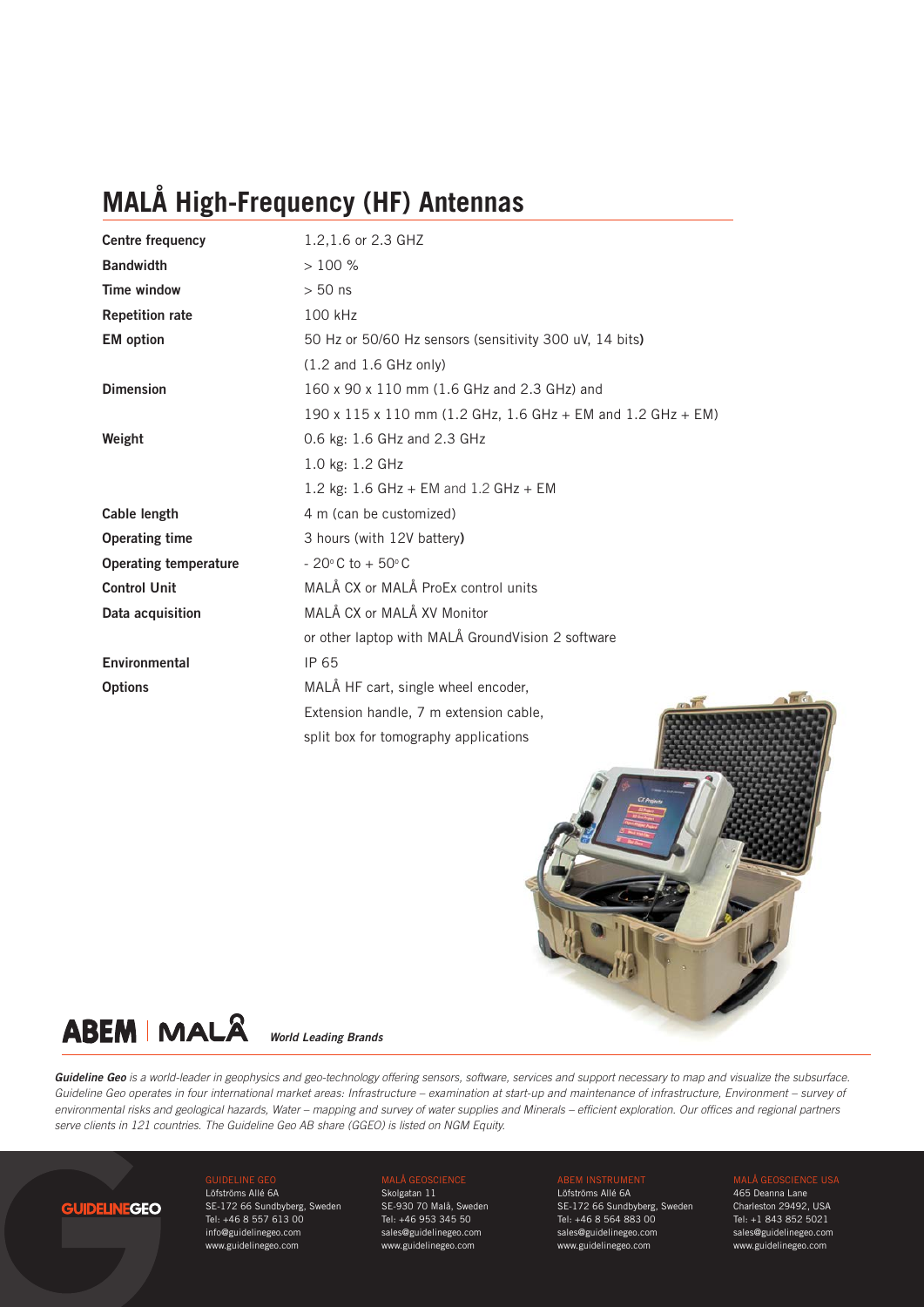# MALÅ High-Frequency (HF) Antennas

| | |
|---|---|
| **Centre frequency** | 1.2,1.6 or 2.3 GHZ |
| **Bandwidth** | > 100 % |
| **Time window** | > 50 ns |
| **Repetition rate** | 100 kHz |
| **EM option** | 50 Hz or 50/60 Hz sensors (sensitivity 300 uV, 14 bits) (1.2 and 1.6 GHz only) |
| **Dimension** | 160 x 90 x 110 mm (1.6 GHz and 2.3 GHz) and 190 x 115 x 110 mm (1.2 GHz, 1.6 GHz + EM and 1.2 GHz + EM) |
| **Weight** | 0.6 kg: 1.6 GHz and 2.3 GHz<br>1.0 kg: 1.2 GHz<br>1.2 kg: 1.6 GHz + EM and 1.2 GHz + EM |
| **Cable length** | 4 m (can be customized) |
| **Operating time** | 3 hours (with 12V battery) |
| **Operating temperature** | - 20°C to + 50°C |
| **Control Unit** | MALÅ CX or MALÅ ProEx control units |
| **Data acquisition** | MALÅ CX or MALÅ XV Monitor or other laptop with MALÅ GroundVision 2 software |
| **Environmental** | IP 65 |
| **Options** | MALÅ HF cart, single wheel encoder, Extension handle, 7 m extension cable, split box for tomography applications |

ABEM | MALÅ *World Leading Brands*

***Guideline Geo*** *is a world-leader in geophysics and geo-technology offering sensors, software, services and support necessary to map and visualize the subsurface. Guideline Geo operates in four international market areas: Infrastructure – examination at start-up and maintenance of infrastructure, Environment – survey of environmental risks and geological hazards, Water – mapping and survey of water supplies and Minerals – efficient exploration. Our offices and regional partners serve clients in 121 countries. The Guideline Geo AB share (GGEO) is listed on NGM Equity.*

GUIDELINEGEO

GUIDELINE GEO
Löfströms Allé 6A
SE-172 66 Sundbyberg, Sweden
Tel: +46 8 557 613 00
info@guidelinegeo.com
www.guidelinegeo.com

MALÅ GEOSCIENCE
Skolgatan 11
SE-930 70 Malå, Sweden
Tel: +46 953 345 50
sales@guidelinegeo.com
www.guidelinegeo.com

ABEM INSTRUMENT
Löfströms Allé 6A
SE-172 66 Sundbyberg, Sweden
Tel: +46 8 564 883 00
sales@guidelinegeo.com
www.guidelinegeo.com

MALÅ GEOSCIENCE USA
465 Deanna Lane
Charleston 29492, USA
Tel: +1 843 852 5021
sales@guidelinegeo.com
www.guidelinegeo.com